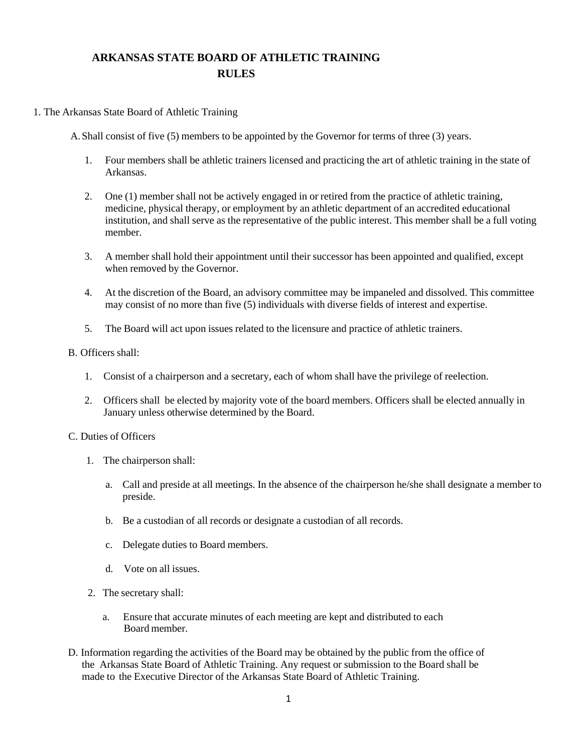# ARKANSAS STATE BOARD OF ATHLETIC TRAINING RULES

1. The Arkansas State Board of Athletic Training

   A. Shall consist of five (5) members to be appointed by the Governor for terms of three (3) years.

      1. Four members shall be athletic trainers licensed and practicing the art of athletic training in the state of Arkansas.

      2. One (1) member shall not be actively engaged in or retired from the practice of athletic training, medicine, physical therapy, or employment by an athletic department of an accredited educational institution, and shall serve as the representative of the public interest. This member shall be a full voting member.

      3. A member shall hold their appointment until their successor has been appointed and qualified, except when removed by the Governor.

      4. At the discretion of the Board, an advisory committee may be impaneled and dissolved. This committee may consist of no more than five (5) individuals with diverse fields of interest and expertise.

      5. The Board will act upon issues related to the licensure and practice of athletic trainers.

   B. Officers shall:

      1. Consist of a chairperson and a secretary, each of whom shall have the privilege of reelection.

      2. Officers shall be elected by majority vote of the board members. Officers shall be elected annually in January unless otherwise determined by the Board.

   C. Duties of Officers

      1. The chairperson shall:

         a. Call and preside at all meetings. In the absence of the chairperson he/she shall designate a member to preside.

         b. Be a custodian of all records or designate a custodian of all records.

         c. Delegate duties to Board members.

         d. Vote on all issues.

      2. The secretary shall:

         a. Ensure that accurate minutes of each meeting are kept and distributed to each Board member.

   D. Information regarding the activities of the Board may be obtained by the public from the office of the Arkansas State Board of Athletic Training. Any request or submission to the Board shall be made to the Executive Director of the Arkansas State Board of Athletic Training.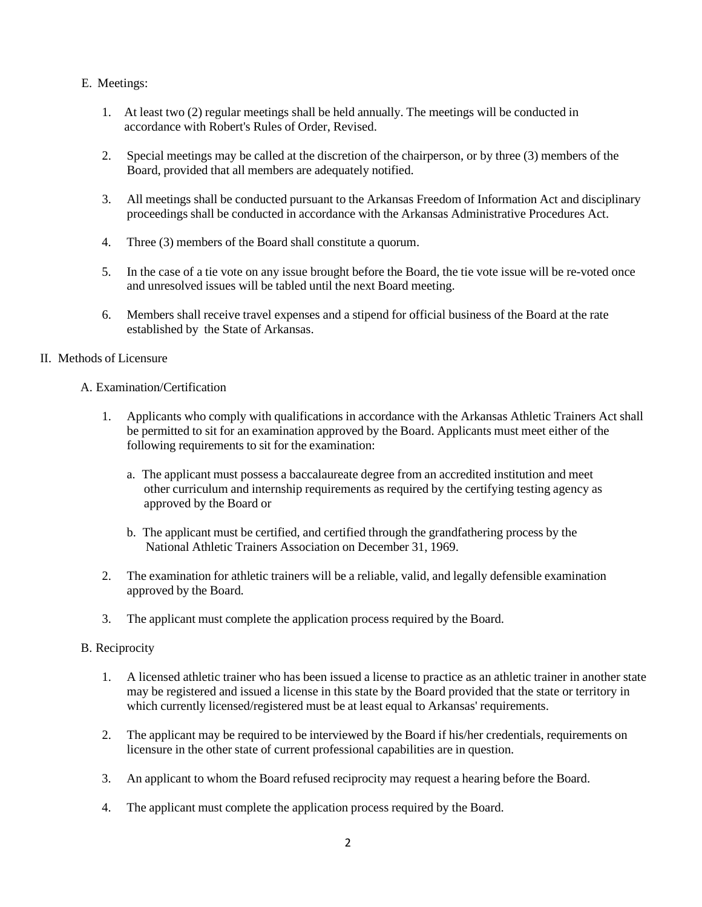E. Meetings:

1. At least two (2) regular meetings shall be held annually. The meetings will be conducted in accordance with Robert's Rules of Order, Revised.

2. Special meetings may be called at the discretion of the chairperson, or by three (3) members of the Board, provided that all members are adequately notified.

3. All meetings shall be conducted pursuant to the Arkansas Freedom of Information Act and disciplinary proceedings shall be conducted in accordance with the Arkansas Administrative Procedures Act.

4. Three (3) members of the Board shall constitute a quorum.

5. In the case of a tie vote on any issue brought before the Board, the tie vote issue will be re-voted once and unresolved issues will be tabled until the next Board meeting.

6. Members shall receive travel expenses and a stipend for official business of the Board at the rate established by the State of Arkansas.

## II. Methods of Licensure

### A. Examination/Certification

1. Applicants who comply with qualifications in accordance with the Arkansas Athletic Trainers Act shall be permitted to sit for an examination approved by the Board. Applicants must meet either of the following requirements to sit for the examination:

   a. The applicant must possess a baccalaureate degree from an accredited institution and meet other curriculum and internship requirements as required by the certifying testing agency as approved by the Board or

   b. The applicant must be certified, and certified through the grandfathering process by the National Athletic Trainers Association on December 31, 1969.

2. The examination for athletic trainers will be a reliable, valid, and legally defensible examination approved by the Board.

3. The applicant must complete the application process required by the Board.

### B. Reciprocity

1. A licensed athletic trainer who has been issued a license to practice as an athletic trainer in another state may be registered and issued a license in this state by the Board provided that the state or territory in which currently licensed/registered must be at least equal to Arkansas' requirements.

2. The applicant may be required to be interviewed by the Board if his/her credentials, requirements on licensure in the other state of current professional capabilities are in question.

3. An applicant to whom the Board refused reciprocity may request a hearing before the Board.

4. The applicant must complete the application process required by the Board.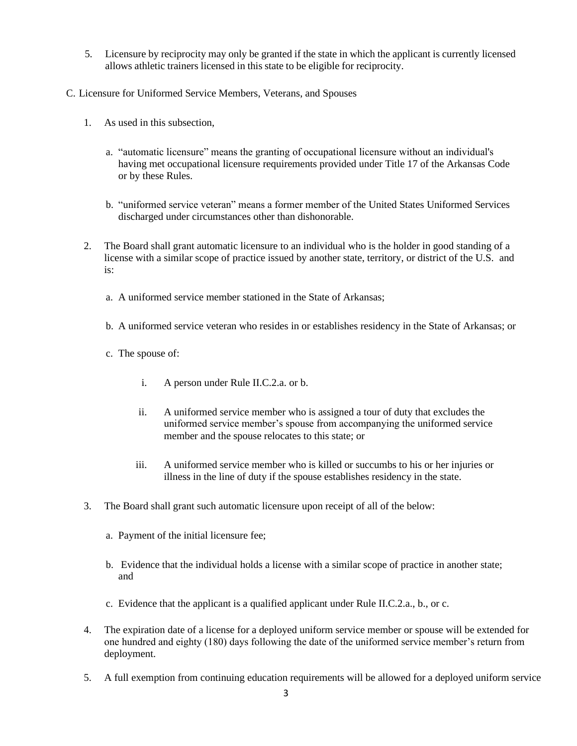5. Licensure by reciprocity may only be granted if the state in which the applicant is currently licensed allows athletic trainers licensed in this state to be eligible for reciprocity.

C. Licensure for Uniformed Service Members, Veterans, and Spouses

1. As used in this subsection,

   a. "automatic licensure" means the granting of occupational licensure without an individual's having met occupational licensure requirements provided under Title 17 of the Arkansas Code or by these Rules.

   b. "uniformed service veteran" means a former member of the United States Uniformed Services discharged under circumstances other than dishonorable.

2. The Board shall grant automatic licensure to an individual who is the holder in good standing of a license with a similar scope of practice issued by another state, territory, or district of the U.S. and is:

   a. A uniformed service member stationed in the State of Arkansas;

   b. A uniformed service veteran who resides in or establishes residency in the State of Arkansas; or

   c. The spouse of:

      i. A person under Rule II.C.2.a. or b.

      ii. A uniformed service member who is assigned a tour of duty that excludes the uniformed service member's spouse from accompanying the uniformed service member and the spouse relocates to this state; or

      iii. A uniformed service member who is killed or succumbs to his or her injuries or illness in the line of duty if the spouse establishes residency in the state.

3. The Board shall grant such automatic licensure upon receipt of all of the below:

   a. Payment of the initial licensure fee;

   b. Evidence that the individual holds a license with a similar scope of practice in another state; and

   c. Evidence that the applicant is a qualified applicant under Rule II.C.2.a., b., or c.

4. The expiration date of a license for a deployed uniform service member or spouse will be extended for one hundred and eighty (180) days following the date of the uniformed service member's return from deployment.

5. A full exemption from continuing education requirements will be allowed for a deployed uniform service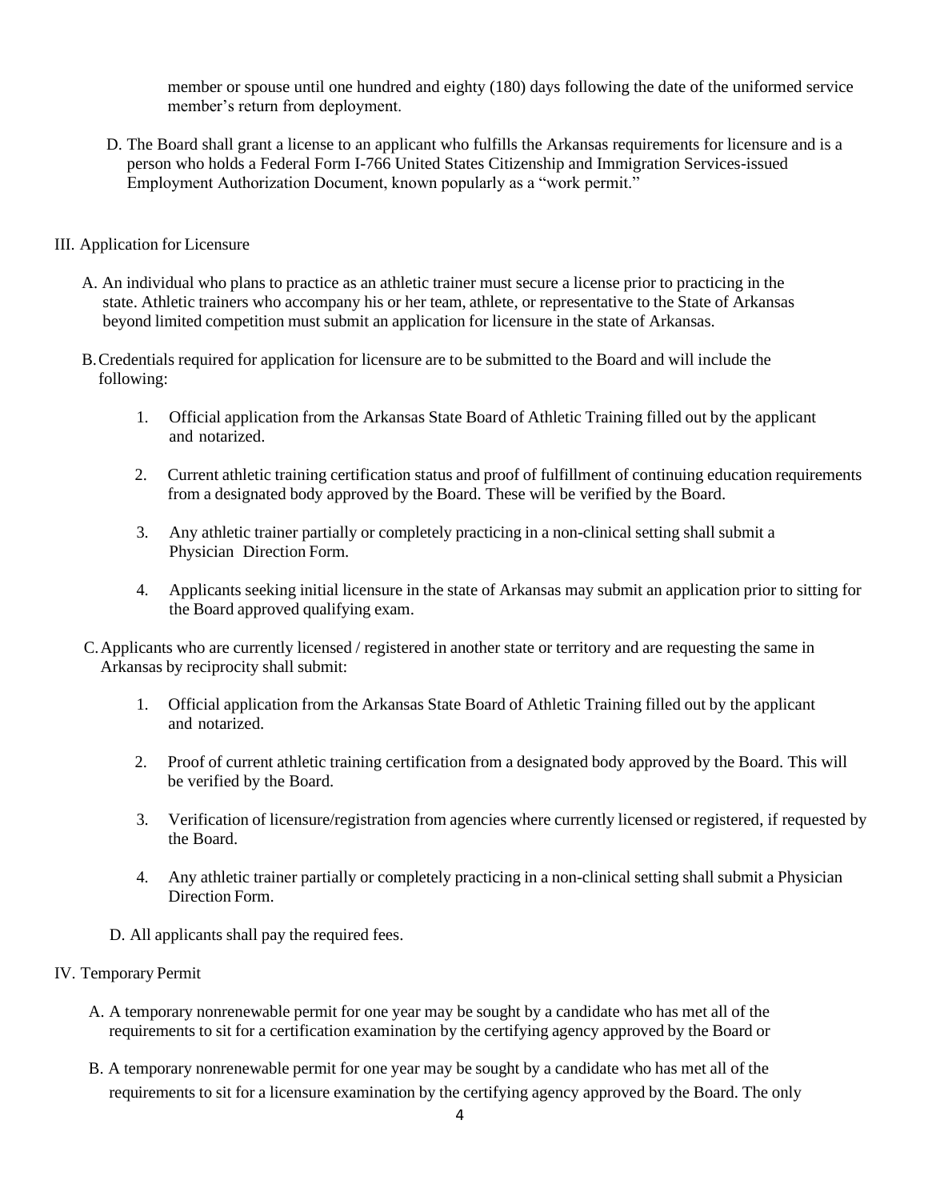member or spouse until one hundred and eighty (180) days following the date of the uniformed service member's return from deployment.

D. The Board shall grant a license to an applicant who fulfills the Arkansas requirements for licensure and is a person who holds a Federal Form I-766 United States Citizenship and Immigration Services-issued Employment Authorization Document, known popularly as a "work permit."

## III. Application for Licensure

A. An individual who plans to practice as an athletic trainer must secure a license prior to practicing in the state. Athletic trainers who accompany his or her team, athlete, or representative to the State of Arkansas beyond limited competition must submit an application for licensure in the state of Arkansas.

B. Credentials required for application for licensure are to be submitted to the Board and will include the following:

1. Official application from the Arkansas State Board of Athletic Training filled out by the applicant and notarized.

2. Current athletic training certification status and proof of fulfillment of continuing education requirements from a designated body approved by the Board. These will be verified by the Board.

3. Any athletic trainer partially or completely practicing in a non-clinical setting shall submit a Physician Direction Form.

4. Applicants seeking initial licensure in the state of Arkansas may submit an application prior to sitting for the Board approved qualifying exam.

C. Applicants who are currently licensed / registered in another state or territory and are requesting the same in Arkansas by reciprocity shall submit:

1. Official application from the Arkansas State Board of Athletic Training filled out by the applicant and notarized.

2. Proof of current athletic training certification from a designated body approved by the Board. This will be verified by the Board.

3. Verification of licensure/registration from agencies where currently licensed or registered, if requested by the Board.

4. Any athletic trainer partially or completely practicing in a non-clinical setting shall submit a Physician Direction Form.

D. All applicants shall pay the required fees.

## IV. Temporary Permit

A. A temporary nonrenewable permit for one year may be sought by a candidate who has met all of the requirements to sit for a certification examination by the certifying agency approved by the Board or

B. A temporary nonrenewable permit for one year may be sought by a candidate who has met all of the requirements to sit for a licensure examination by the certifying agency approved by the Board. The only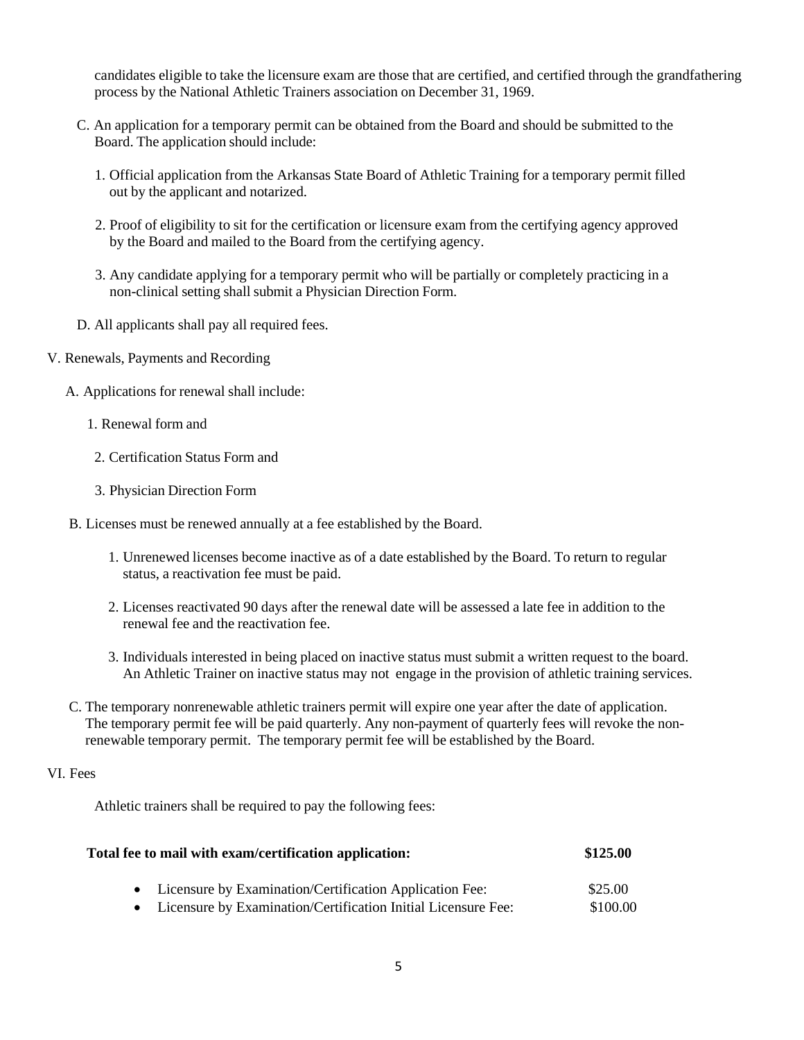candidates eligible to take the licensure exam are those that are certified, and certified through the grandfathering process by the National Athletic Trainers association on December 31, 1969.

C. An application for a temporary permit can be obtained from the Board and should be submitted to the Board. The application should include:

1. Official application from the Arkansas State Board of Athletic Training for a temporary permit filled out by the applicant and notarized.

2. Proof of eligibility to sit for the certification or licensure exam from the certifying agency approved by the Board and mailed to the Board from the certifying agency.

3. Any candidate applying for a temporary permit who will be partially or completely practicing in a non-clinical setting shall submit a Physician Direction Form.

D. All applicants shall pay all required fees.

V. Renewals, Payments and Recording

A. Applications for renewal shall include:

1. Renewal form and

2. Certification Status Form and

3. Physician Direction Form

B. Licenses must be renewed annually at a fee established by the Board.

1. Unrenewed licenses become inactive as of a date established by the Board. To return to regular status, a reactivation fee must be paid.

2. Licenses reactivated 90 days after the renewal date will be assessed a late fee in addition to the renewal fee and the reactivation fee.

3. Individuals interested in being placed on inactive status must submit a written request to the board. An Athletic Trainer on inactive status may not engage in the provision of athletic training services.

C. The temporary nonrenewable athletic trainers permit will expire one year after the date of application. The temporary permit fee will be paid quarterly. Any non-payment of quarterly fees will revoke the non-renewable temporary permit. The temporary permit fee will be established by the Board.

VI. Fees

Athletic trainers shall be required to pay the following fees:

**Total fee to mail with exam/certification application: $125.00**

- Licensure by Examination/Certification Application Fee: $25.00
- Licensure by Examination/Certification Initial Licensure Fee: $100.00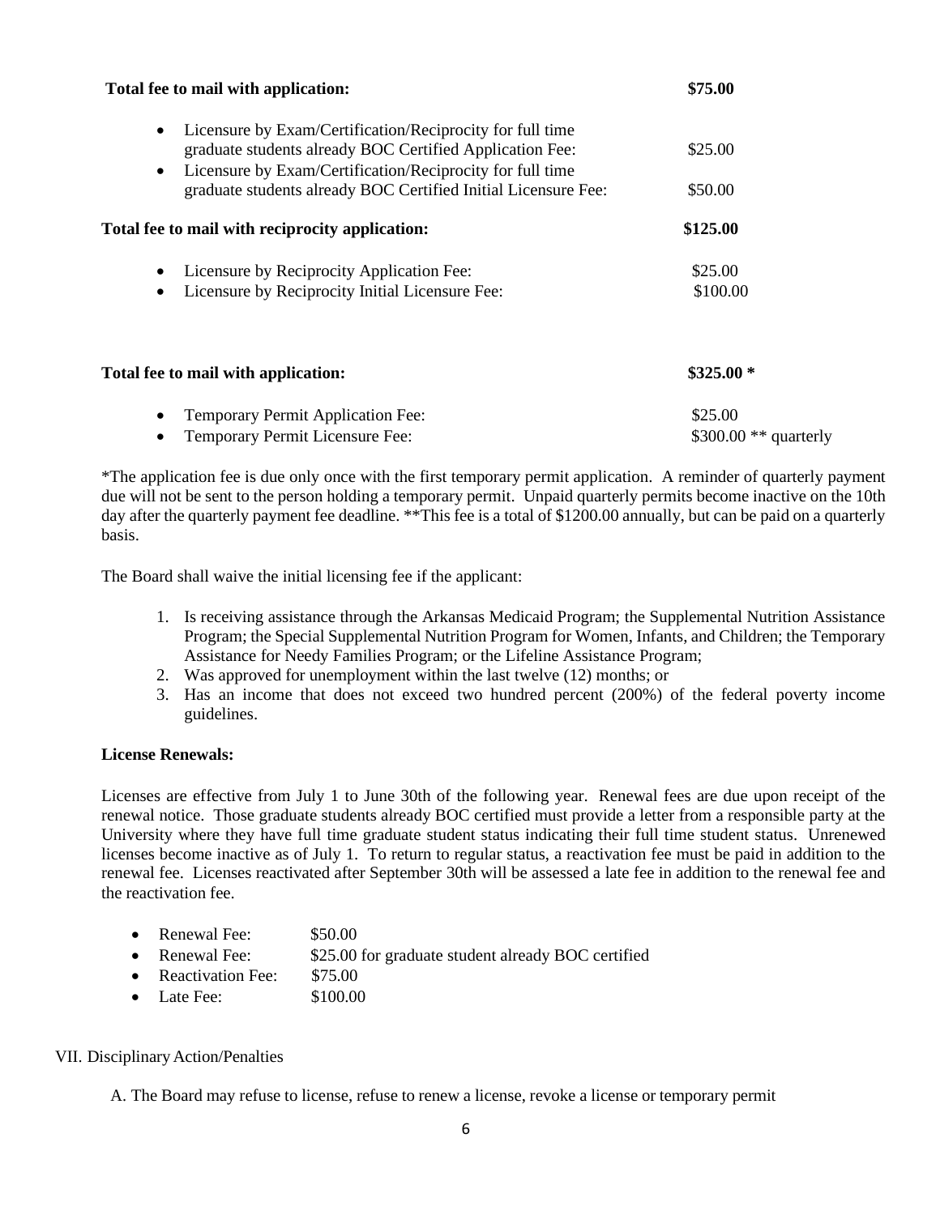**Total fee to mail with application:** **$75.00**

- Licensure by Exam/Certification/Reciprocity for full time graduate students already BOC Certified Application Fee: $25.00
- Licensure by Exam/Certification/Reciprocity for full time graduate students already BOC Certified Initial Licensure Fee: $50.00

**Total fee to mail with reciprocity application:** **$125.00**

- Licensure by Reciprocity Application Fee: $25.00
- Licensure by Reciprocity Initial Licensure Fee: $100.00

**Total fee to mail with application:** **$325.00 ***

- Temporary Permit Application Fee: $25.00
- Temporary Permit Licensure Fee: $300.00 ** quarterly

*The application fee is due only once with the first temporary permit application. A reminder of quarterly payment due will not be sent to the person holding a temporary permit. Unpaid quarterly permits become inactive on the 10th day after the quarterly payment fee deadline. **This fee is a total of $1200.00 annually, but can be paid on a quarterly basis.

The Board shall waive the initial licensing fee if the applicant:

1. Is receiving assistance through the Arkansas Medicaid Program; the Supplemental Nutrition Assistance Program; the Special Supplemental Nutrition Program for Women, Infants, and Children; the Temporary Assistance for Needy Families Program; or the Lifeline Assistance Program;
2. Was approved for unemployment within the last twelve (12) months; or
3. Has an income that does not exceed two hundred percent (200%) of the federal poverty income guidelines.

**License Renewals:**

Licenses are effective from July 1 to June 30th of the following year. Renewal fees are due upon receipt of the renewal notice. Those graduate students already BOC certified must provide a letter from a responsible party at the University where they have full time graduate student status indicating their full time student status. Unrenewed licenses become inactive as of July 1. To return to regular status, a reactivation fee must be paid in addition to the renewal fee. Licenses reactivated after September 30th will be assessed a late fee in addition to the renewal fee and the reactivation fee.

- Renewal Fee: $50.00
- Renewal Fee: $25.00 for graduate student already BOC certified
- Reactivation Fee: $75.00
- Late Fee: $100.00

VII. Disciplinary Action/Penalties

A. The Board may refuse to license, refuse to renew a license, revoke a license or temporary permit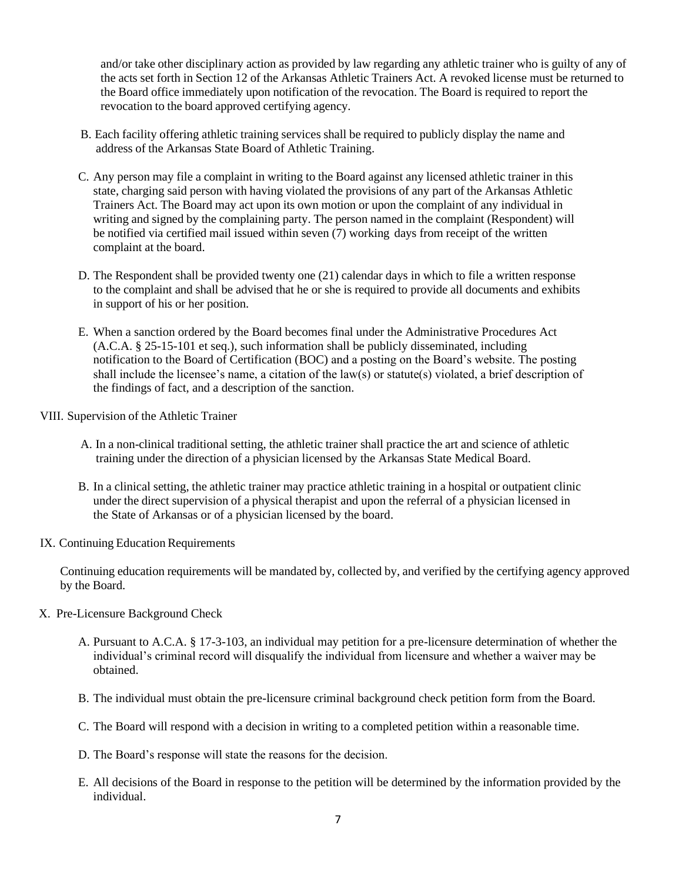and/or take other disciplinary action as provided by law regarding any athletic trainer who is guilty of any of the acts set forth in Section 12 of the Arkansas Athletic Trainers Act. A revoked license must be returned to the Board office immediately upon notification of the revocation. The Board is required to report the revocation to the board approved certifying agency.

B. Each facility offering athletic training services shall be required to publicly display the name and address of the Arkansas State Board of Athletic Training.

C. Any person may file a complaint in writing to the Board against any licensed athletic trainer in this state, charging said person with having violated the provisions of any part of the Arkansas Athletic Trainers Act. The Board may act upon its own motion or upon the complaint of any individual in writing and signed by the complaining party. The person named in the complaint (Respondent) will be notified via certified mail issued within seven (7) working days from receipt of the written complaint at the board.

D. The Respondent shall be provided twenty one (21) calendar days in which to file a written response to the complaint and shall be advised that he or she is required to provide all documents and exhibits in support of his or her position.

E. When a sanction ordered by the Board becomes final under the Administrative Procedures Act (A.C.A. § 25-15-101 et seq.), such information shall be publicly disseminated, including notification to the Board of Certification (BOC) and a posting on the Board's website. The posting shall include the licensee's name, a citation of the law(s) or statute(s) violated, a brief description of the findings of fact, and a description of the sanction.

## VIII. Supervision of the Athletic Trainer

A. In a non-clinical traditional setting, the athletic trainer shall practice the art and science of athletic training under the direction of a physician licensed by the Arkansas State Medical Board.

B. In a clinical setting, the athletic trainer may practice athletic training in a hospital or outpatient clinic under the direct supervision of a physical therapist and upon the referral of a physician licensed in the State of Arkansas or of a physician licensed by the board.

## IX. Continuing Education Requirements

Continuing education requirements will be mandated by, collected by, and verified by the certifying agency approved by the Board.

## X. Pre-Licensure Background Check

A. Pursuant to A.C.A. § 17-3-103, an individual may petition for a pre-licensure determination of whether the individual's criminal record will disqualify the individual from licensure and whether a waiver may be obtained.

B. The individual must obtain the pre-licensure criminal background check petition form from the Board.

C. The Board will respond with a decision in writing to a completed petition within a reasonable time.

D. The Board's response will state the reasons for the decision.

E. All decisions of the Board in response to the petition will be determined by the information provided by the individual.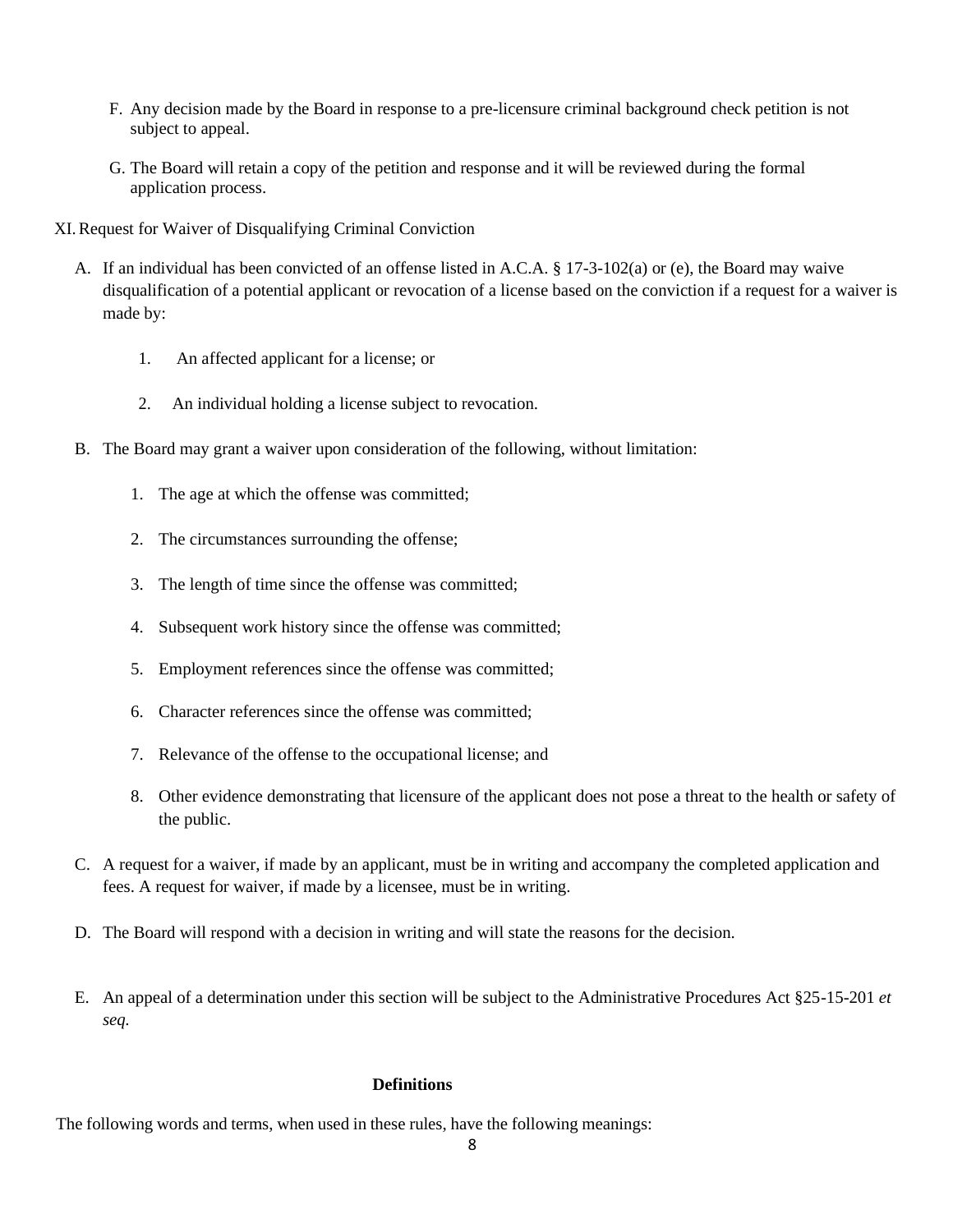F. Any decision made by the Board in response to a pre-licensure criminal background check petition is not subject to appeal.

G. The Board will retain a copy of the petition and response and it will be reviewed during the formal application process.

XI. Request for Waiver of Disqualifying Criminal Conviction

A. If an individual has been convicted of an offense listed in A.C.A. § 17-3-102(a) or (e), the Board may waive disqualification of a potential applicant or revocation of a license based on the conviction if a request for a waiver is made by:

   1. An affected applicant for a license; or

   2. An individual holding a license subject to revocation.

B. The Board may grant a waiver upon consideration of the following, without limitation:

   1. The age at which the offense was committed;

   2. The circumstances surrounding the offense;

   3. The length of time since the offense was committed;

   4. Subsequent work history since the offense was committed;

   5. Employment references since the offense was committed;

   6. Character references since the offense was committed;

   7. Relevance of the offense to the occupational license; and

   8. Other evidence demonstrating that licensure of the applicant does not pose a threat to the health or safety of the public.

C. A request for a waiver, if made by an applicant, must be in writing and accompany the completed application and fees. A request for waiver, if made by a licensee, must be in writing.

D. The Board will respond with a decision in writing and will state the reasons for the decision.

E. An appeal of a determination under this section will be subject to the Administrative Procedures Act §25-15-201 *et seq.*

**Definitions**

The following words and terms, when used in these rules, have the following meanings: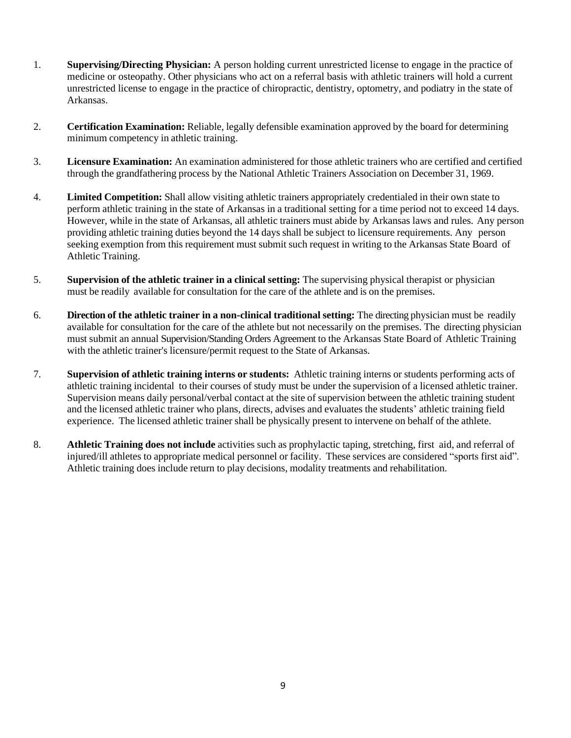1. **Supervising/Directing Physician:** A person holding current unrestricted license to engage in the practice of medicine or osteopathy. Other physicians who act on a referral basis with athletic trainers will hold a current unrestricted license to engage in the practice of chiropractic, dentistry, optometry, and podiatry in the state of Arkansas.

2. **Certification Examination:** Reliable, legally defensible examination approved by the board for determining minimum competency in athletic training.

3. **Licensure Examination:** An examination administered for those athletic trainers who are certified and certified through the grandfathering process by the National Athletic Trainers Association on December 31, 1969.

4. **Limited Competition:** Shall allow visiting athletic trainers appropriately credentialed in their own state to perform athletic training in the state of Arkansas in a traditional setting for a time period not to exceed 14 days. However, while in the state of Arkansas, all athletic trainers must abide by Arkansas laws and rules. Any person providing athletic training duties beyond the 14 days shall be subject to licensure requirements. Any person seeking exemption from this requirement must submit such request in writing to the Arkansas State Board of Athletic Training.

5. **Supervision of the athletic trainer in a clinical setting:** The supervising physical therapist or physician must be readily available for consultation for the care of the athlete and is on the premises.

6. **Direction of the athletic trainer in a non-clinical traditional setting:** The directing physician must be readily available for consultation for the care of the athlete but not necessarily on the premises. The directing physician must submit an annual Supervision/Standing Orders Agreement to the Arkansas State Board of Athletic Training with the athletic trainer's licensure/permit request to the State of Arkansas.

7. **Supervision of athletic training interns or students:** Athletic training interns or students performing acts of athletic training incidental to their courses of study must be under the supervision of a licensed athletic trainer. Supervision means daily personal/verbal contact at the site of supervision between the athletic training student and the licensed athletic trainer who plans, directs, advises and evaluates the students' athletic training field experience. The licensed athletic trainer shall be physically present to intervene on behalf of the athlete.

8. **Athletic Training does not include** activities such as prophylactic taping, stretching, first aid, and referral of injured/ill athletes to appropriate medical personnel or facility. These services are considered "sports first aid". Athletic training does include return to play decisions, modality treatments and rehabilitation.